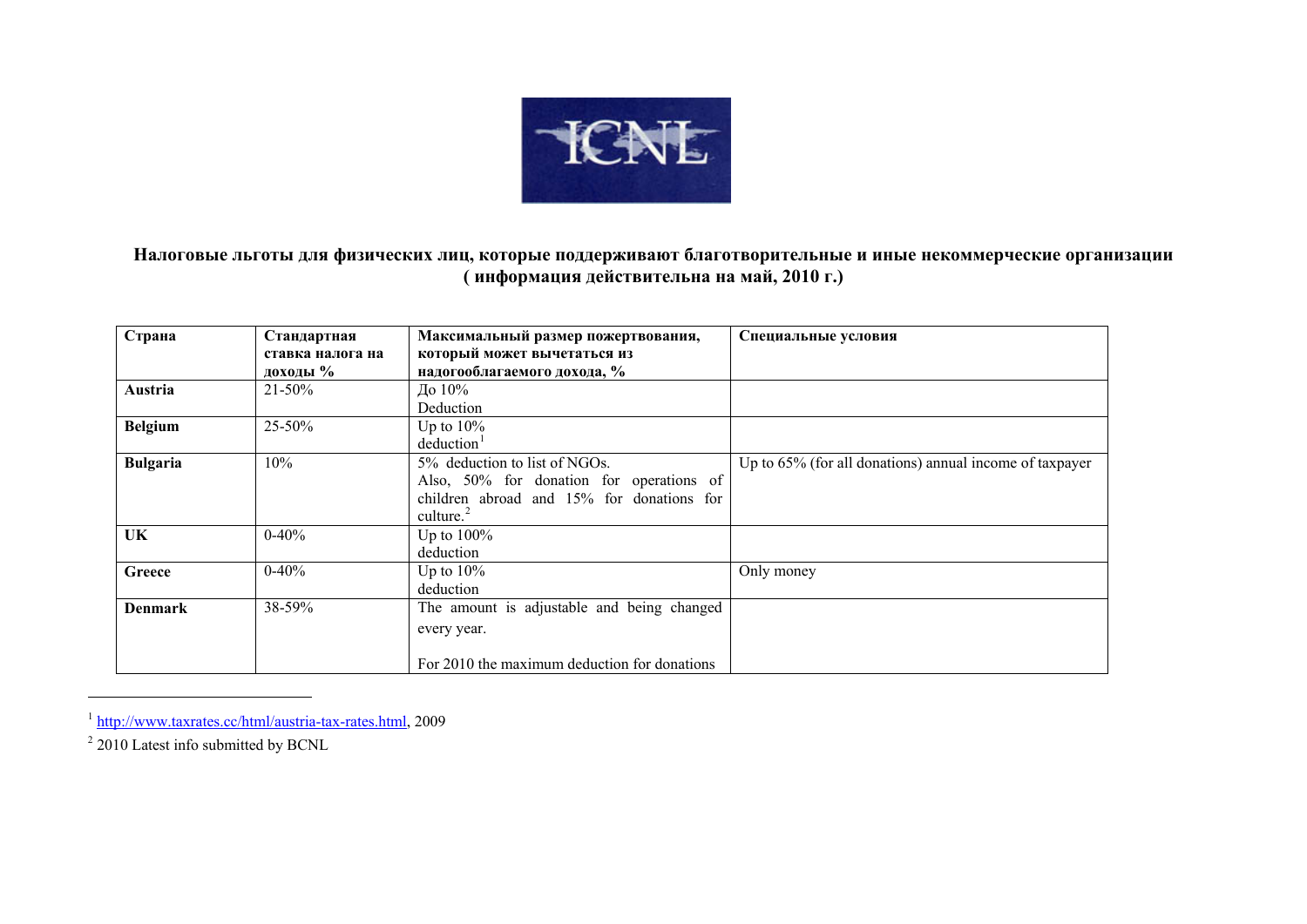**Налоговые льготы для физических лиц, которые поддерживают благотворительные и иные некоммерческие организации ( информация действительна на май, 2010 г.)**

| Страна | Стандартная ставка налога на доходы % | Максимальный размер пожертвования, который может вычетаться из надогооблагаемого дохода, % | Специальные условия |
|---|---|---|---|
| **Austria** | 21-50% | До 10% Deduction | |
| **Belgium** | 25-50% | Up to 10% deduction[1] | |
| **Bulgaria** | 10% | 5% deduction to list of NGOs. Also, 50% for donation for operations of children abroad and 15% for donations for culture.[2] | Up to 65% (for all donations) annual income of taxpayer |
| **UK** | 0-40% | Up to 100% deduction | |
| **Greece** | 0-40% | Up to 10% deduction | Only money |
| **Denmark** | 38-59% | The amount is adjustable and being changed every year. For 2010 the maximum deduction for donations | |

[1] http://www.taxrates.cc/html/austria-tax-rates.html, 2009

[2] 2010 Latest info submitted by BCNL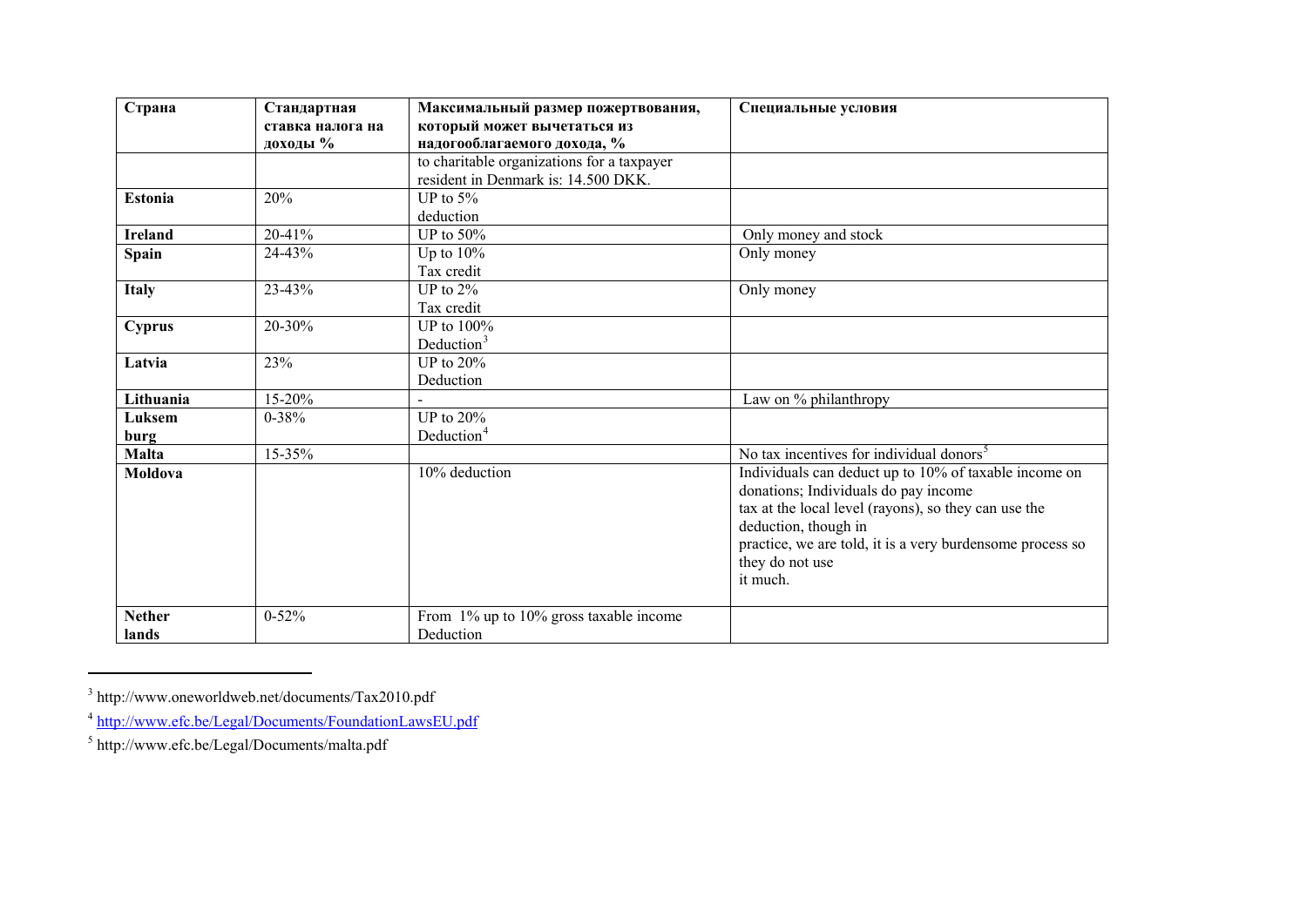| Страна | Стандартная ставка налога на доходы % | Максимальный размер пожертвования, который может вычетаться из надогооблагаемого дохода, % | Специальные условия |
|---|---|---|---|
| | | to charitable organizations for a taxpayer resident in Denmark is: 14.500 DKK. | |
| **Estonia** | 20% | UP to 5% deduction | |
| **Ireland** | 20-41% | UP to 50% | Only money and stock |
| **Spain** | 24-43% | Up to 10% Tax credit | Only money |
| **Italy** | 23-43% | UP to 2% Tax credit | Only money |
| **Cyprus** | 20-30% | UP to 100% Deduction[3] | |
| **Latvia** | 23% | UP to 20% Deduction | |
| **Lithuania** | 15-20% | - | Law on % philanthropy |
| **Luksem burg** | 0-38% | UP to 20% Deduction[4] | |
| **Malta** | 15-35% | | No tax incentives for individual donors[5] |
| **Moldova** | | 10% deduction | Individuals can deduct up to 10% of taxable income on donations; Individuals do pay income tax at the local level (rayons), so they can use the deduction, though in practice, we are told, it is a very burdensome process so they do not use it much. |
| **Nether lands** | 0-52% | From 1% up to 10% gross taxable income Deduction | |

[3] http://www.oneworldweb.net/documents/Tax2010.pdf

[4] http://www.efc.be/Legal/Documents/FoundationLawsEU.pdf

[5] http://www.efc.be/Legal/Documents/malta.pdf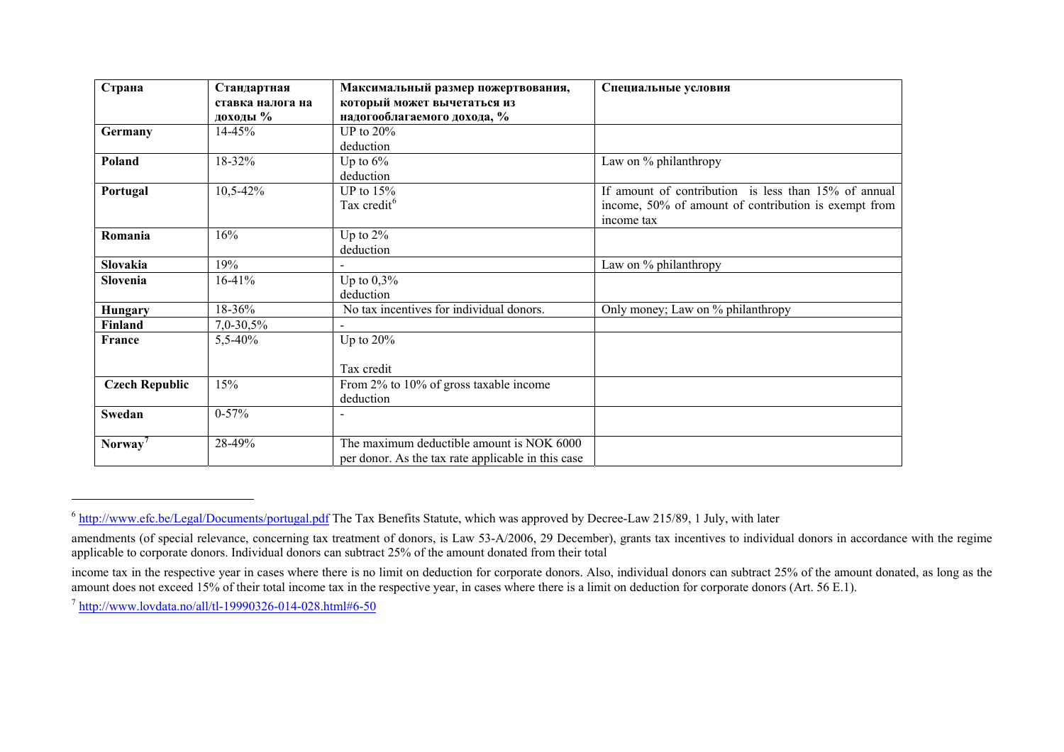| Страна | Стандартная ставка налога на доходы % | Максимальный размер пожертвования, который может вычетаться из надогооблагаемого дохода, % | Специальные условия |
|---|---|---|---|
| **Germany** | 14-45% | UP to 20% deduction | |
| **Poland** | 18-32% | Up to 6% deduction | Law on % philanthropy |
| **Portugal** | 10,5-42% | UP to 15% Tax credit[6] | If amount of contribution is less than 15% of annual income, 50% of amount of contribution is exempt from income tax |
| **Romania** | 16% | Up to 2% deduction | |
| **Slovakia** | 19% | - | Law on % philanthropy |
| **Slovenia** | 16-41% | Up to 0,3% deduction | |
| **Hungary** | 18-36% | No tax incentives for individual donors. | Only money; Law on % philanthropy |
| **Finland** | 7,0-30,5% | - | |
| **France** | 5,5-40% | Up to 20% Tax credit | |
| **Czech Republic** | 15% | From 2% to 10% of gross taxable income deduction | |
| **Swedan** | 0-57% | - | |
| **Norway**[7] | 28-49% | The maximum deductible amount is NOK 6000 per donor. As the tax rate applicable in this case | |

[6] http://www.efc.be/Legal/Documents/portugal.pdf The Tax Benefits Statute, which was approved by Decree-Law 215/89, 1 July, with later

amendments (of special relevance, concerning tax treatment of donors, is Law 53-A/2006, 29 December), grants tax incentives to individual donors in accordance with the regime applicable to corporate donors. Individual donors can subtract 25% of the amount donated from their total

income tax in the respective year in cases where there is no limit on deduction for corporate donors. Also, individual donors can subtract 25% of the amount donated, as long as the amount does not exceed 15% of their total income tax in the respective year, in cases where there is a limit on deduction for corporate donors (Art. 56 E.1).

[7] http://www.lovdata.no/all/tl-19990326-014-028.html#6-50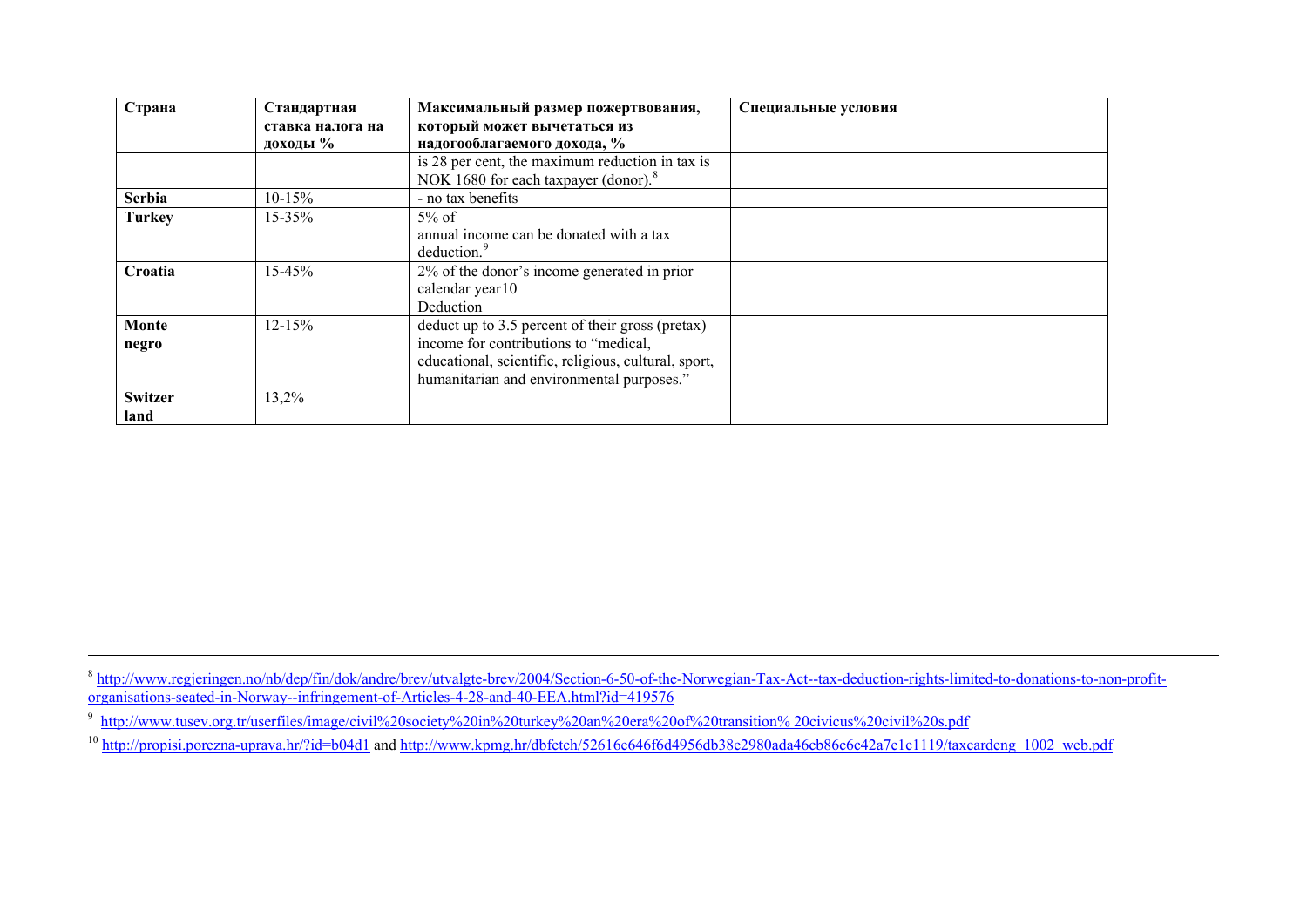| Страна | Стандартная ставка налога на доходы % | Максимальный размер пожертвования, который может вычетаться из надогооблагаемого дохода, % | Специальные условия |
|---|---|---|---|
| | | is 28 per cent, the maximum reduction in tax is NOK 1680 for each taxpayer (donor).[8] | |
| **Serbia** | 10-15% | - no tax benefits | |
| **Turkey** | 15-35% | 5% of annual income can be donated with a tax deduction.[9] | |
| **Croatia** | 15-45% | 2% of the donor's income generated in prior calendar year10 Deduction | |
| **Monte negro** | 12-15% | deduct up to 3.5 percent of their gross (pretax) income for contributions to "medical, educational, scientific, religious, cultural, sport, humanitarian and environmental purposes." | |
| **Switzer land** | 13,2% | | |

---

[8] http://www.regjeringen.no/nb/dep/fin/dok/andre/brev/utvalgte-brev/2004/Section-6-50-of-the-Norwegian-Tax-Act--tax-deduction-rights-limited-to-donations-to-non-profit-organisations-seated-in-Norway--infringement-of-Articles-4-28-and-40-EEA.html?id=419576

[9] http://www.tusev.org.tr/userfiles/image/civil%20society%20in%20turkey%20an%20era%20of%20transition% 20civicus%20civil%20s.pdf

[10] http://propisi.porezna-uprava.hr/?id=b04d1 and http://www.kpmg.hr/dbfetch/52616e646f6d4956db38e2980ada46cb86c6c42a7e1c1119/taxcardeng_1002_web.pdf